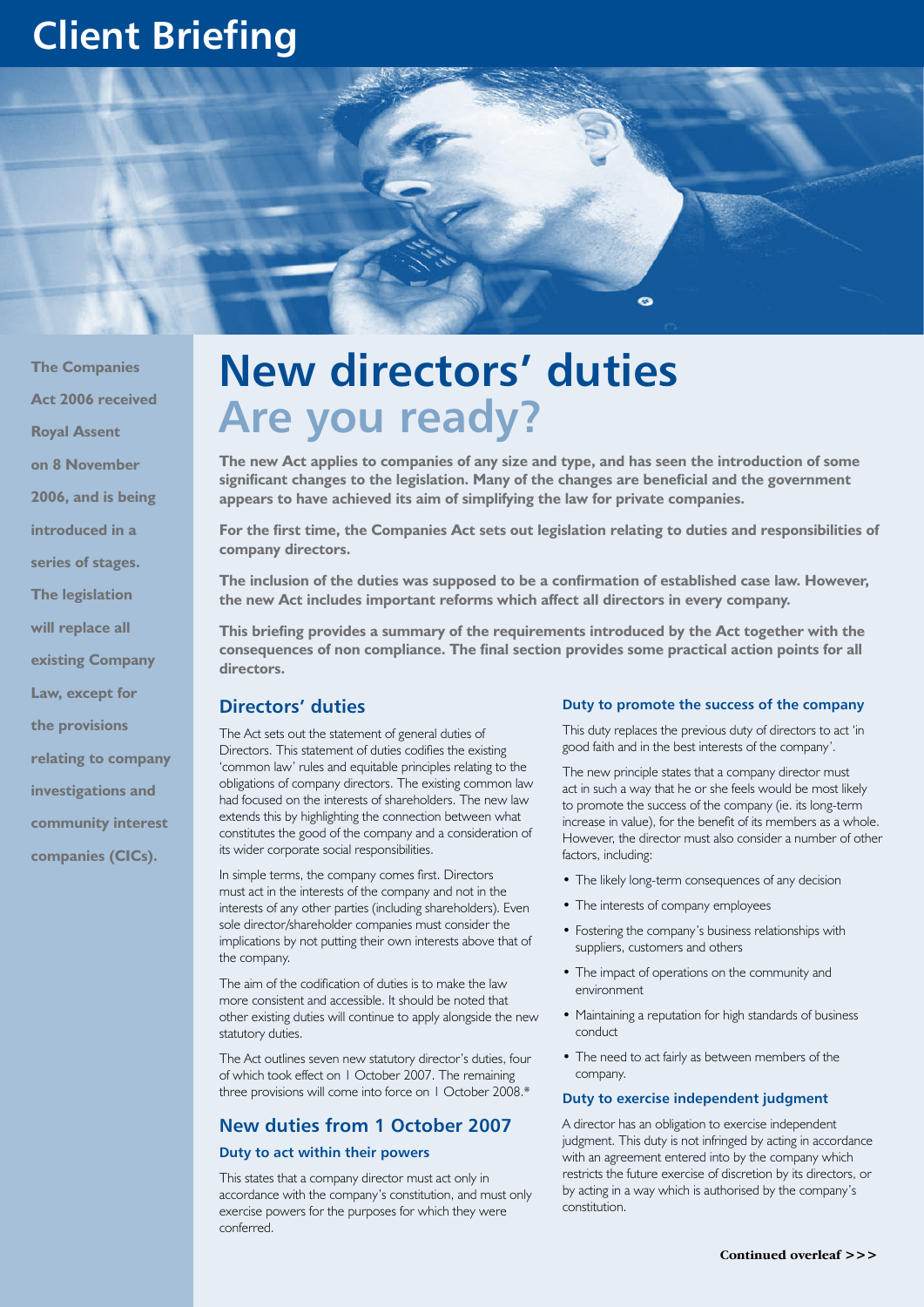# Client Briefing

**The Companies Act 2006 received Royal Assent on 8 November 2006, and is being introduced in a series of stages. The legislation will replace all existing Company Law, except for the provisions relating to company investigations and community interest companies (CICs).**

# New directors' duties
## Are you ready?

**The new Act applies to companies of any size and type, and has seen the introduction of some significant changes to the legislation. Many of the changes are beneficial and the government appears to have achieved its aim of simplifying the law for private companies.**

**For the first time, the Companies Act sets out legislation relating to duties and responsibilities of company directors.**

**The inclusion of the duties was supposed to be a confirmation of established case law. However, the new Act includes important reforms which affect all directors in every company.**

**This briefing provides a summary of the requirements introduced by the Act together with the consequences of non compliance. The final section provides some practical action points for all directors.**

## Directors' duties

The Act sets out the statement of general duties of Directors. This statement of duties codifies the existing 'common law' rules and equitable principles relating to the obligations of company directors. The existing common law had focused on the interests of shareholders. The new law extends this by highlighting the connection between what constitutes the good of the company and a consideration of its wider corporate social responsibilities.

In simple terms, the company comes first. Directors must act in the interests of the company and not in the interests of any other parties (including shareholders). Even sole director/shareholder companies must consider the implications by not putting their own interests above that of the company.

The aim of the codification of duties is to make the law more consistent and accessible. It should be noted that other existing duties will continue to apply alongside the new statutory duties.

The Act outlines seven new statutory director's duties, four of which took effect on 1 October 2007. The remaining three provisions will come into force on 1 October 2008.*

## New duties from 1 October 2007

### Duty to act within their powers

This states that a company director must act only in accordance with the company's constitution, and must only exercise powers for the purposes for which they were conferred.

### Duty to promote the success of the company

This duty replaces the previous duty of directors to act 'in good faith and in the best interests of the company'.

The new principle states that a company director must act in such a way that he or she feels would be most likely to promote the success of the company (ie. its long-term increase in value), for the benefit of its members as a whole. However, the director must also consider a number of other factors, including:

- The likely long-term consequences of any decision
- The interests of company employees
- Fostering the company's business relationships with suppliers, customers and others
- The impact of operations on the community and environment
- Maintaining a reputation for high standards of business conduct
- The need to act fairly as between members of the company.

### Duty to exercise independent judgment

A director has an obligation to exercise independent judgment. This duty is not infringed by acting in accordance with an agreement entered into by the company which restricts the future exercise of discretion by its directors, or by acting in a way which is authorised by the company's constitution.

**Continued overleaf >>>**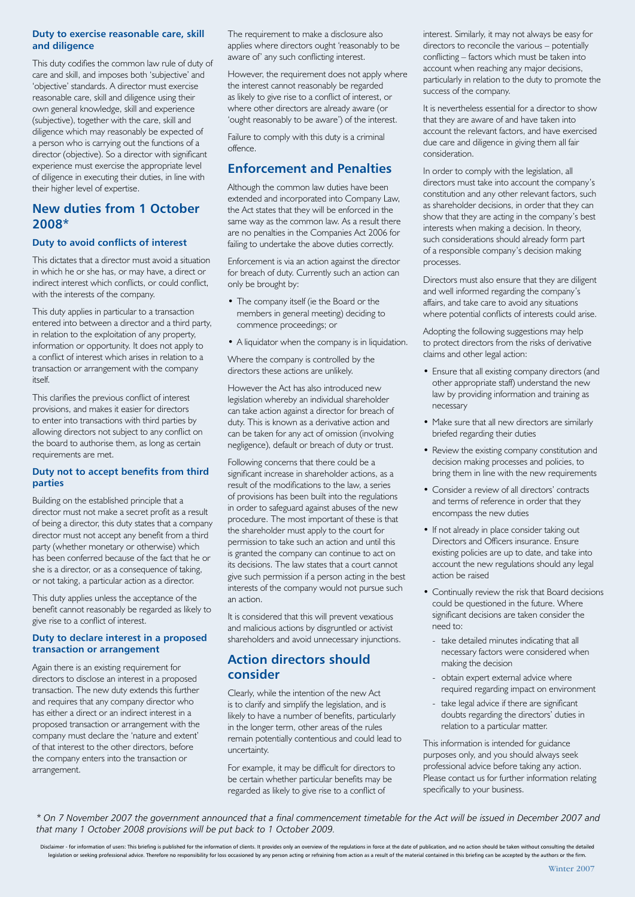### Duty to exercise reasonable care, skill and diligence

This duty codifies the common law rule of duty of care and skill, and imposes both 'subjective' and 'objective' standards. A director must exercise reasonable care, skill and diligence using their own general knowledge, skill and experience (subjective), together with the care, skill and diligence which may reasonably be expected of a person who is carrying out the functions of a director (objective). So a director with significant experience must exercise the appropriate level of diligence in executing their duties, in line with their higher level of expertise.

## New duties from 1 October 2008*

### Duty to avoid conflicts of interest

This dictates that a director must avoid a situation in which he or she has, or may have, a direct or indirect interest which conflicts, or could conflict, with the interests of the company.

This duty applies in particular to a transaction entered into between a director and a third party, in relation to the exploitation of any property, information or opportunity. It does not apply to a conflict of interest which arises in relation to a transaction or arrangement with the company itself.

This clarifies the previous conflict of interest provisions, and makes it easier for directors to enter into transactions with third parties by allowing directors not subject to any conflict on the board to authorise them, as long as certain requirements are met.

### Duty not to accept benefits from third parties

Building on the established principle that a director must not make a secret profit as a result of being a director, this duty states that a company director must not accept any benefit from a third party (whether monetary or otherwise) which has been conferred because of the fact that he or she is a director, or as a consequence of taking, or not taking, a particular action as a director.

This duty applies unless the acceptance of the benefit cannot reasonably be regarded as likely to give rise to a conflict of interest.

### Duty to declare interest in a proposed transaction or arrangement

Again there is an existing requirement for directors to disclose an interest in a proposed transaction. The new duty extends this further and requires that any company director who has either a direct or an indirect interest in a proposed transaction or arrangement with the company must declare the 'nature and extent' of that interest to the other directors, before the company enters into the transaction or arrangement.

The requirement to make a disclosure also applies where directors ought 'reasonably to be aware of' any such conflicting interest.

However, the requirement does not apply where the interest cannot reasonably be regarded as likely to give rise to a conflict of interest, or where other directors are already aware (or 'ought reasonably to be aware') of the interest.

Failure to comply with this duty is a criminal offence.

## Enforcement and Penalties

Although the common law duties have been extended and incorporated into Company Law, the Act states that they will be enforced in the same way as the common law. As a result there are no penalties in the Companies Act 2006 for failing to undertake the above duties correctly.

Enforcement is via an action against the director for breach of duty. Currently such an action can only be brought by:

- The company itself (ie the Board or the members in general meeting) deciding to commence proceedings; or
- A liquidator when the company is in liquidation.

Where the company is controlled by the directors these actions are unlikely.

However the Act has also introduced new legislation whereby an individual shareholder can take action against a director for breach of duty. This is known as a derivative action and can be taken for any act of omission (involving negligence), default or breach of duty or trust.

Following concerns that there could be a significant increase in shareholder actions, as a result of the modifications to the law, a series of provisions has been built into the regulations in order to safeguard against abuses of the new procedure. The most important of these is that the shareholder must apply to the court for permission to take such an action and until this is granted the company can continue to act on its decisions. The law states that a court cannot give such permission if a person acting in the best interests of the company would not pursue such an action.

It is considered that this will prevent vexatious and malicious actions by disgruntled or activist shareholders and avoid unnecessary injunctions.

## Action directors should consider

Clearly, while the intention of the new Act is to clarify and simplify the legislation, and is likely to have a number of benefits, particularly in the longer term, other areas of the rules remain potentially contentious and could lead to uncertainty.

For example, it may be difficult for directors to be certain whether particular benefits may be regarded as likely to give rise to a conflict of interest. Similarly, it may not always be easy for directors to reconcile the various – potentially conflicting – factors which must be taken into account when reaching any major decisions, particularly in relation to the duty to promote the success of the company.

It is nevertheless essential for a director to show that they are aware of and have taken into account the relevant factors, and have exercised due care and diligence in giving them all fair consideration.

In order to comply with the legislation, all directors must take into account the company's constitution and any other relevant factors, such as shareholder decisions, in order that they can show that they are acting in the company's best interests when making a decision. In theory, such considerations should already form part of a responsible company's decision making processes.

Directors must also ensure that they are diligent and well informed regarding the company's affairs, and take care to avoid any situations where potential conflicts of interests could arise.

Adopting the following suggestions may help to protect directors from the risks of derivative claims and other legal action:

- Ensure that all existing company directors (and other appropriate staff) understand the new law by providing information and training as necessary
- Make sure that all new directors are similarly briefed regarding their duties
- Review the existing company constitution and decision making processes and policies, to bring them in line with the new requirements
- Consider a review of all directors' contracts and terms of reference in order that they encompass the new duties
- If not already in place consider taking out Directors and Officers insurance. Ensure existing policies are up to date, and take into account the new regulations should any legal action be raised
- Continually review the risk that Board decisions could be questioned in the future. Where significant decisions are taken consider the need to:
  - take detailed minutes indicating that all necessary factors were considered when making the decision
  - obtain expert external advice where required regarding impact on environment
  - take legal advice if there are significant doubts regarding the directors' duties in relation to a particular matter.

This information is intended for guidance purposes only, and you should always seek professional advice before taking any action. Please contact us for further information relating specifically to your business.

*\* On 7 November 2007 the government announced that a final commencement timetable for the Act will be issued in December 2007 and that many 1 October 2008 provisions will be put back to 1 October 2009.*

Disclaimer - for information of users: This briefing is published for the information of clients. It provides only an overview of the regulations in force at the date of publication, and no action should be taken without consulting the detailed legislation or seeking professional advice. Therefore no responsibility for loss occasioned by any person acting or refraining from action as a result of the material contained in this briefing can be accepted by the authors or the firm.

Winter 2007